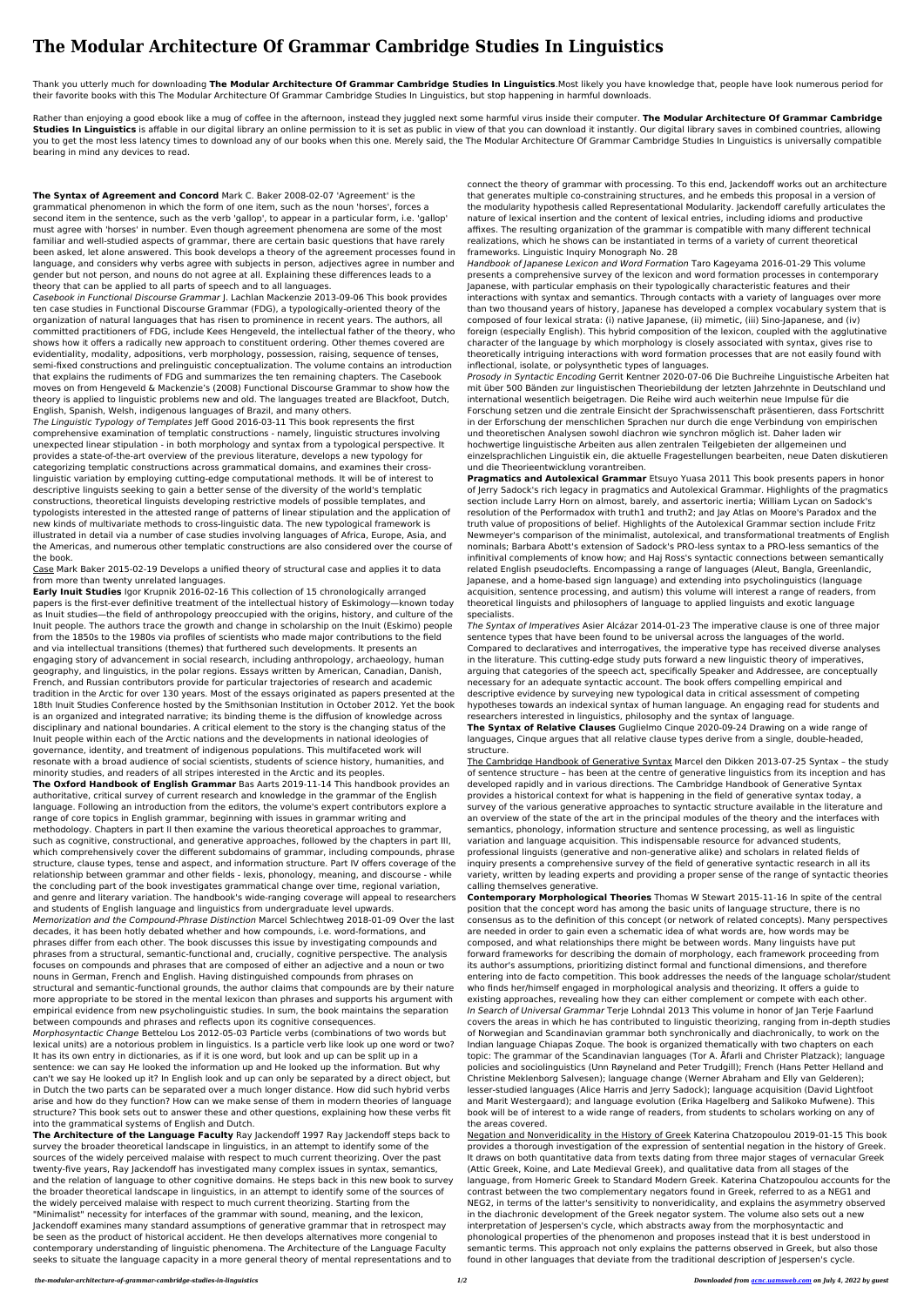# The Modular Architecture Of Grammar Cambridge Studies In Linguistics

Thank you utterly much for downloading **The Modular Architecture Of Grammar Cambridge Studies In Linguistics**.Most likely you have knowledge that, people have look numerous period for their favorite books with this The Modular Architecture Of Grammar Cambridge Studies In Linguistics, but stop happening in harmful downloads.

Rather than enjoying a good ebook like a mug of coffee in the afternoon, instead they juggled next some harmful virus inside their computer. **The Modular Architecture Of Grammar Cambridge Studies In Linguistics** is affable in our digital library an online permission to it is set as public in view of that you can download it instantly. Our digital library saves in combined countries, allowing you to get the most less latency times to download any of our books when this one. Merely said, the The Modular Architecture Of Grammar Cambridge Studies In Linguistics is universally compatible bearing in mind any devices to read.

**The Syntax of Agreement and Concord** Mark C. Baker 2008-02-07 'Agreement' is the grammatical phenomenon in which the form of one item, such as the noun 'horses', forces a second item in the sentence, such as the verb 'gallop', to appear in a particular form, i.e. 'gallop' must agree with 'horses' in number. Even though agreement phenomena are some of the most familiar and well-studied aspects of grammar, there are certain basic questions that have rarely been asked, let alone answered. This book develops a theory of the agreement processes found in language, and considers why verbs agree with subjects in person, adjectives agree in number and gender but not person, and nouns do not agree at all. Explaining these differences leads to a theory that can be applied to all parts of speech and to all languages.

*Casebook in Functional Discourse Grammar* J. Lachlan Mackenzie 2013-09-06 This book provides ten case studies in Functional Discourse Grammar (FDG), a typologically-oriented theory of the organization of natural languages that has risen to prominence in recent years. The authors, all committed practitioners of FDG, include Kees Hengeveld, the intellectual father of the theory, who shows how it offers a radically new approach to constituent ordering. Other themes covered are evidentiality, modality, adpositions, verb morphology, possession, raising, sequence of tenses, semi-fixed constructions and prelinguistic conceptualization. The volume contains an introduction that explains the rudiments of FDG and summarizes the ten remaining chapters. The Casebook moves on from Hengeveld & Mackenzie's (2008) Functional Discourse Grammar to show how the theory is applied to linguistic problems new and old. The languages treated are Blackfoot, Dutch, English, Spanish, Welsh, indigenous languages of Brazil, and many others.

*The Linguistic Typology of Templates* Jeff Good 2016-03-11 This book represents the first comprehensive examination of templatic constructions - namely, linguistic structures involving unexpected linear stipulation - in both morphology and syntax from a typological perspective. It provides a state-of-the-art overview of the previous literature, develops a new typology for categorizing templatic constructions across grammatical domains, and examines their cross-linguistic variation by employing cutting-edge computational methods. It will be of interest to descriptive linguists seeking to gain a better sense of the diversity of the world's templatic constructions, theoretical linguists developing restrictive models of possible templates, and typologists interested in the attested range of patterns of linear stipulation and the application of new kinds of multivariate methods to cross-linguistic data. The new typological framework is illustrated in detail via a number of case studies involving languages of Africa, Europe, Asia, and the Americas, and numerous other templatic constructions are also considered over the course of the book.

Case Mark Baker 2015-02-19 Develops a unified theory of structural case and applies it to data from more than twenty unrelated languages.

**Early Inuit Studies** Igor Krupnik 2016-02-16 This collection of 15 chronologically arranged papers is the first-ever definitive treatment of the intellectual history of Eskimology—known today as Inuit studies—the field of anthropology preoccupied with the origins, history, and culture of the Inuit people. The authors trace the growth and change in scholarship on the Inuit (Eskimo) people from the 1850s to the 1980s via profiles of scientists who made major contributions to the field and via intellectual transitions (themes) that furthered such developments. It presents an engaging story of advancement in social research, including anthropology, archaeology, human geography, and linguistics, in the polar regions. Essays written by American, Canadian, Danish, French, and Russian contributors provide for particular trajectories of research and academic tradition in the Arctic for over 130 years. Most of the essays originated as papers presented at the 18th Inuit Studies Conference hosted by the Smithsonian Institution in October 2012. Yet the book is an organized and integrated narrative; its binding theme is the diffusion of knowledge across disciplinary and national boundaries. A critical element to the story is the changing status of the Inuit people within each of the Arctic nations and the developments in national ideologies of governance, identity, and treatment of indigenous populations. This multifaceted work will resonate with a broad audience of social scientists, students of science history, humanities, and minority studies, and readers of all stripes interested in the Arctic and its peoples.

**The Oxford Handbook of English Grammar** Bas Aarts 2019-11-14 This handbook provides an authoritative, critical survey of current research and knowledge in the grammar of the English language. Following an introduction from the editors, the volume's expert contributors explore a range of core topics in English grammar, beginning with issues in grammar writing and methodology. Chapters in part II then examine the various theoretical approaches to grammar, such as cognitive, constructional, and generative approaches, followed by the chapters in part III, which comprehensively cover the different subdomains of grammar, including compounds, phrase structure, clause types, tense and aspect, and information structure. Part IV offers coverage of the relationship between grammar and other fields - lexis, phonology, meaning, and discourse - while the concluding part of the book investigates grammatical change over time, regional variation, and genre and literary variation. The handbook's wide-ranging coverage will appeal to researchers and students of English language and linguistics from undergraduate level upwards.

*Memorization and the Compound-Phrase Distinction* Marcel Schlechtweg 2018-01-09 Over the last decades, it has been hotly debated whether and how compounds, i.e. word-formations, and phrases differ from each other. The book discusses this issue by investigating compounds and phrases from a structural, semantic-functional and, crucially, cognitive perspective. The analysis focuses on compounds and phrases that are composed of either an adjective and a noun or two nouns in German, French and English. Having distinguished compounds from phrases on structural and semantic-functional grounds, the author claims that compounds are by their nature more appropriate to be stored in the mental lexicon than phrases and supports his argument with empirical evidence from new psycholinguistic studies. In sum, the book maintains the separation between compounds and phrases and reflects upon its cognitive consequences.

*Morphosyntactic Change* Bettelou Los 2012-05-03 Particle verbs (combinations of two words but lexical units) are a notorious problem in linguistics. Is a particle verb like look up one word or two? It has its own entry in dictionaries, as if it is one word, but look and up can be split up in a sentence: we can say He looked the information up and He looked up the information. But why can't we say He looked up it? In English look and up can only be separated by a direct object, but in Dutch the two parts can be separated over a much longer distance. How did such hybrid verbs arise and how do they function? How can we make sense of them in modern theories of language structure? This book sets out to answer these and other questions, explaining how these verbs fit into the grammatical systems of English and Dutch.

**The Architecture of the Language Faculty** Ray Jackendoff 1997 Ray Jackendoff steps back to survey the broader theoretical landscape in linguistics, in an attempt to identify some of the sources of the widely perceived malaise with respect to much current theorizing. Over the past twenty-five years, Ray Jackendoff has investigated many complex issues in syntax, semantics, and the relation of language to other cognitive domains. He steps back in this new book to survey the broader theoretical landscape in linguistics, in an attempt to identify some of the sources of the widely perceived malaise with respect to much current theorizing. Starting from the "Minimalist" necessity for interfaces of the grammar with sound, meaning, and the lexicon, Jackendoff examines many standard assumptions of generative grammar that in retrospect may be seen as the product of historical accident. He then develops alternatives more congenial to contemporary understanding of linguistic phenomena. The Architecture of the Language Faculty seeks to situate the language capacity in a more general theory of mental representations and to connect the theory of grammar with processing. To this end, Jackendoff works out an architecture that generates multiple co-constraining structures, and he embeds this proposal in a version of the modularity hypothesis called Representational Modularity. Jackendoff carefully articulates the nature of lexical insertion and the content of lexical entries, including idioms and productive affixes. The resulting organization of the grammar is compatible with many different technical realizations, which he shows can be instantiated in terms of a variety of current theoretical frameworks. Linguistic Inquiry Monograph No. 28

*Handbook of Japanese Lexicon and Word Formation* Taro Kageyama 2016-01-29 This volume presents a comprehensive survey of the lexicon and word formation processes in contemporary Japanese, with particular emphasis on their typologically characteristic features and their interactions with syntax and semantics. Through contacts with a variety of languages over more than two thousand years of history, Japanese has developed a complex vocabulary system that is composed of four lexical strata: (i) native Japanese, (ii) mimetic, (iii) Sino-Japanese, and (iv) foreign (especially English). This hybrid composition of the lexicon, coupled with the agglutinative character of the language by which morphology is closely associated with syntax, gives rise to theoretically intriguing interactions with word formation processes that are not easily found with inflectional, isolate, or polysynthetic types of languages.

*Prosody in Syntactic Encoding* Gerrit Kentner 2020-07-06 Die Buchreihe Linguistische Arbeiten hat mit über 500 Bänden zur linguistischen Theoriebildung der letzten Jahrzehnte in Deutschland und international wesentlich beigetragen. Die Reihe wird auch weiterhin neue Impulse für die Forschung setzen und die zentrale Einsicht der Sprachwissenschaft präsentieren, dass Fortschritt in der Erforschung der menschlichen Sprachen nur durch die enge Verbindung von empirischen und theoretischen Analysen sowohl diachron wie synchron möglich ist. Daher laden wir hochwertige linguistische Arbeiten aus allen zentralen Teilgebieten der allgemeinen und einzelsprachlichen Linguistik ein, die aktuelle Fragestellungen bearbeiten, neue Daten diskutieren und die Theorieentwicklung vorantreiben.

**Pragmatics and Autolexical Grammar** Etsuyo Yuasa 2011 This book presents papers in honor of Jerry Sadock's rich legacy in pragmatics and Autolexical Grammar. Highlights of the pragmatics section include Larry Horn on almost, barely, and assertoric inertia; William Lycan on Sadock's resolution of the Performadox with truth1 and truth2; and Jay Atlas on Moore's Paradox and the truth value of propositions of belief. Highlights of the Autolexical Grammar section include Fritz Newmeyer's comparison of the minimalist, autolexical, and transformational treatments of English nominals; Barbara Abbott's extension of Sadock's PRO-less syntax to a PRO-less semantics of the infinitival complements of know how; and Haj Ross's syntactic connections between semantically related English pseudoclefts. Encompassing a range of languages (Aleut, Bangla, Greenlandic, Japanese, and a home-based sign language) and extending into psycholinguistics (language acquisition, sentence processing, and autism) this volume will interest a range of readers, from theoretical linguists and philosophers of language to applied linguists and exotic language specialists.

*The Syntax of Imperatives* Asier Alcázar 2014-01-23 The imperative clause is one of three major sentence types that have been found to be universal across the languages of the world. Compared to declaratives and interrogatives, the imperative type has received diverse analyses in the literature. This cutting-edge study puts forward a new linguistic theory of imperatives, arguing that categories of the speech act, specifically Speaker and Addressee, are conceptually necessary for an adequate syntactic account. The book offers compelling empirical and descriptive evidence by surveying new typological data in critical assessment of competing hypotheses towards an indexical syntax of human language. An engaging read for students and researchers interested in linguistics, philosophy and the syntax of language.

**The Syntax of Relative Clauses** Guglielmo Cinque 2020-09-24 Drawing on a wide range of languages, Cinque argues that all relative clause types derive from a single, double-headed, structure.

The Cambridge Handbook of Generative Syntax Marcel den Dikken 2013-07-25 Syntax – the study of sentence structure – has been at the centre of generative linguistics from its inception and has developed rapidly and in various directions. The Cambridge Handbook of Generative Syntax provides a historical context for what is happening in the field of generative syntax today, a survey of the various generative approaches to syntactic structure available in the literature and an overview of the state of the art in the principal modules of the theory and the interfaces with semantics, phonology, information structure and sentence processing, as well as linguistic variation and language acquisition. This indispensable resource for advanced students, professional linguists (generative and non-generative alike) and scholars in related fields of inquiry presents a comprehensive survey of the field of generative syntactic research in all its variety, written by leading experts and providing a proper sense of the range of syntactic theories calling themselves generative.

**Contemporary Morphological Theories** Thomas W Stewart 2015-11-16 In spite of the central position that the concept word has among the basic units of language structure, there is no consensus as to the definition of this concept (or network of related concepts). Many perspectives are needed in order to gain even a schematic idea of what words are, how words may be composed, and what relationships there might be between words. Many linguists have put forward frameworks for describing the domain of morphology, each framework proceeding from its author's assumptions, prioritizing distinct formal and functional dimensions, and therefore entering into de facto competition. This book addresses the needs of the language scholar/student who finds her/himself engaged in morphological analysis and theorizing. It offers a guide to existing approaches, revealing how they can either complement or compete with each other.

*In Search of Universal Grammar* Terje Lohndal 2013 This volume in honor of Jan Terje Faarlund covers the areas in which he has contributed to linguistic theorizing, ranging from in-depth studies of Norwegian and Scandinavian grammar both synchronically and diachronically, to work on the Indian language Chiapas Zoque. The book is organized thematically with two chapters on each topic: The grammar of the Scandinavian languages (Tor A. Åfarli and Christer Platzack); language policies and sociolinguistics (Unn Røyneland and Peter Trudgill); French (Hans Petter Helland and Christine Meklenborg Salvesen); language change (Werner Abraham and Elly van Gelderen); lesser-studied languages (Alice Harris and Jerry Sadock); language acquisition (David Lightfoot and Marit Westergaard); and language evolution (Erika Hagelberg and Salikoko Mufwene). This book will be of interest to a wide range of readers, from students to scholars working on any of the areas covered.

Negation and Nonveridicality in the History of Greek Katerina Chatzopoulou 2019-01-15 This book provides a thorough investigation of the expression of sentential negation in the history of Greek. It draws on both quantitative data from texts dating from three major stages of vernacular Greek (Attic Greek, Koine, and Late Medieval Greek), and qualitative data from all stages of the language, from Homeric Greek to Standard Modern Greek. Katerina Chatzopoulou accounts for the contrast between the two complementary negators found in Greek, referred to as a NEG1 and NEG2, in terms of the latter's sensitivity to nonveridicality, and explains the asymmetry observed in the diachronic development of the Greek negator system. The volume also sets out a new interpretation of Jespersen's cycle, which abstracts away from the morphosyntactic and phonological properties of the phenomenon and proposes instead that it is best understood in semantic terms. This approach not only explains the patterns observed in Greek, but also those found in other languages that deviate from the traditional description of Jespersen's cycle.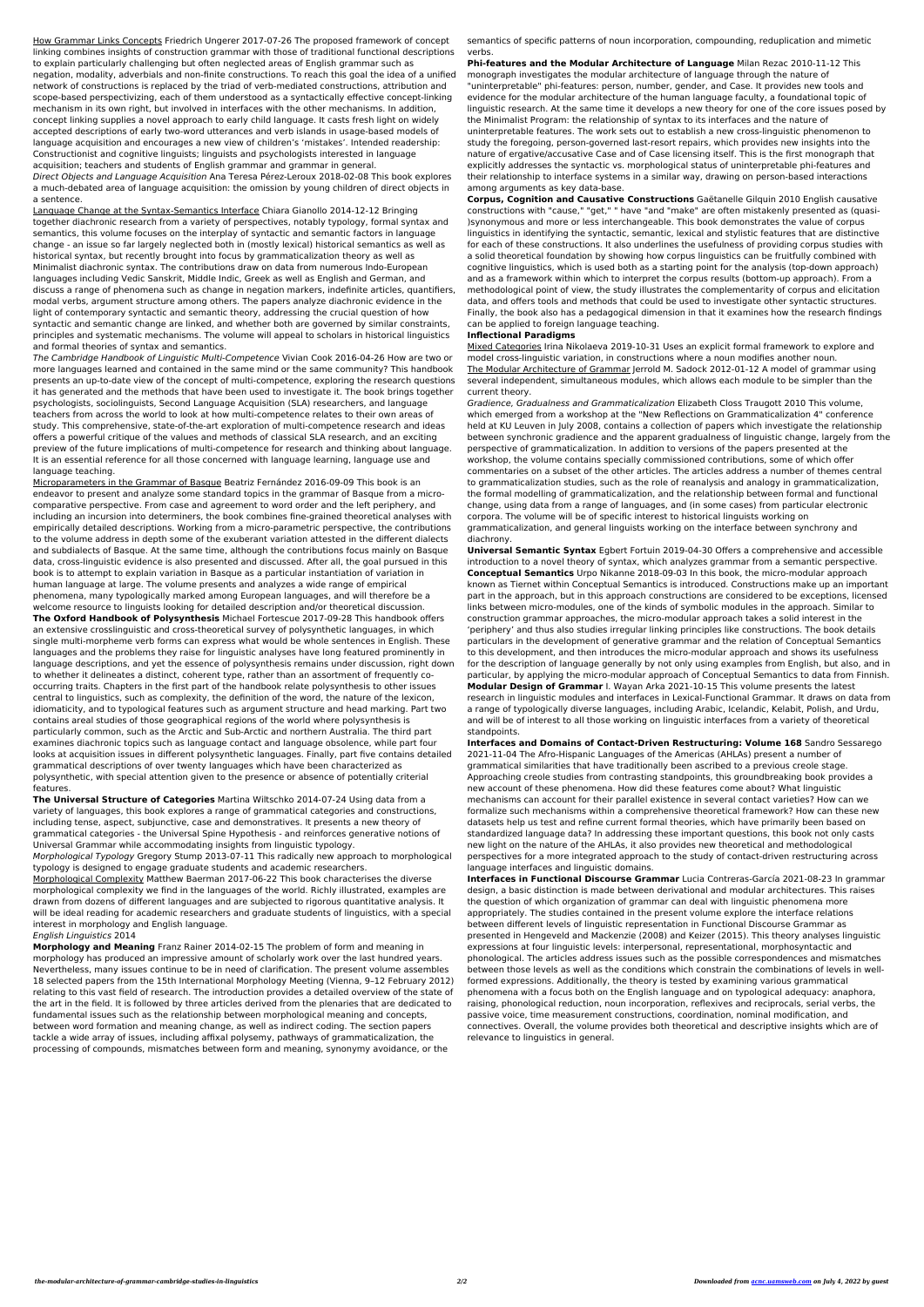How Grammar Links Concepts Friedrich Ungerer 2017-07-26 The proposed framework of concept linking combines insights of construction grammar with those of traditional functional descriptions to explain particularly challenging but often neglected areas of English grammar such as negation, modality, adverbials and non-finite constructions. To reach this goal the idea of a unified network of constructions is replaced by the triad of verb-mediated constructions, attribution and scope-based perspectivizing, each of them understood as a syntactically effective concept-linking mechanism in its own right, but involved in interfaces with the other mechanisms. In addition, concept linking supplies a novel approach to early child language. It casts fresh light on widely accepted descriptions of early two-word utterances and verb islands in usage-based models of language acquisition and encourages a new view of children's 'mistakes'. Intended readership: Constructionist and cognitive linguists; linguists and psychologists interested in language acquisition; teachers and students of English grammar and grammar in general.

*Direct Objects and Language Acquisition* Ana Teresa Pérez-Leroux 2018-02-08 This book explores a much-debated area of language acquisition: the omission by young children of direct objects in a sentence.

Language Change at the Syntax-Semantics Interface Chiara Gianollo 2014-12-12 Bringing together diachronic research from a variety of perspectives, notably typology, formal syntax and semantics, this volume focuses on the interplay of syntactic and semantic factors in language change - an issue so far largely neglected both in (mostly lexical) historical semantics as well as historical syntax, but recently brought into focus by grammaticalization theory as well as Minimalist diachronic syntax. The contributions draw on data from numerous Indo-European languages including Vedic Sanskrit, Middle Indic, Greek as well as English and German, and discuss a range of phenomena such as change in negation markers, indefinite articles, quantifiers, modal verbs, argument structure among others. The papers analyze diachronic evidence in the light of contemporary syntactic and semantic theory, addressing the crucial question of how syntactic and semantic change are linked, and whether both are governed by similar constraints, principles and systematic mechanisms. The volume will appeal to scholars in historical linguistics and formal theories of syntax and semantics.

*The Cambridge Handbook of Linguistic Multi-Competence* Vivian Cook 2016-04-26 How are two or more languages learned and contained in the same mind or the same community? This handbook presents an up-to-date view of the concept of multi-competence, exploring the research questions it has generated and the methods that have been used to investigate it. The book brings together psychologists, sociolinguists, Second Language Acquisition (SLA) researchers, and language teachers from across the world to look at how multi-competence relates to their own areas of study. This comprehensive, state-of-the-art exploration of multi-competence research and ideas offers a powerful critique of the values and methods of classical SLA research, and an exciting preview of the future implications of multi-competence for research and thinking about language. It is an essential reference for all those concerned with language learning, language use and language teaching.

Microparameters in the Grammar of Basque Beatriz Fernández 2016-09-09 This book is an endeavor to present and analyze some standard topics in the grammar of Basque from a micro-comparative perspective. From case and agreement to word order and the left periphery, and including an incursion into determiners, the book combines fine-grained theoretical analyses with empirically detailed descriptions. Working from a micro-parametric perspective, the contributions to the volume address in depth some of the exuberant variation attested in the different dialects and subdialects of Basque. At the same time, although the contributions focus mainly on Basque data, cross-linguistic evidence is also presented and discussed. After all, the goal pursued in this book is to attempt to explain variation in Basque as a particular instantiation of variation in human language at large. The volume presents and analyzes a wide range of empirical phenomena, many typologically marked among European languages, and will therefore be a welcome resource to linguists looking for detailed description and/or theoretical discussion.

**The Oxford Handbook of Polysynthesis** Michael Fortescue 2017-09-28 This handbook offers an extensive crosslinguistic and cross-theoretical survey of polysynthetic languages, in which single multi-morpheme verb forms can express what would be whole sentences in English. These languages and the problems they raise for linguistic analyses have long featured prominently in language descriptions, and yet the essence of polysynthesis remains under discussion, right down to whether it delineates a distinct, coherent type, rather than an assortment of frequently co-occurring traits. Chapters in the first part of the handbook relate polysynthesis to other issues central to linguistics, such as complexity, the definition of the word, the nature of the lexicon, idiomaticity, and to typological features such as argument structure and head marking. Part two contains areal studies of those geographical regions of the world where polysynthesis is particularly common, such as the Arctic and Sub-Arctic and northern Australia. The third part examines diachronic topics such as language contact and language obsolence, while part four looks at acquisition issues in different polysynthetic languages. Finally, part five contains detailed grammatical descriptions of over twenty languages which have been characterized as polysynthetic, with special attention given to the presence or absence of potentially criterial features.

**The Universal Structure of Categories** Martina Wiltschko 2014-07-24 Using data from a variety of languages, this book explores a range of grammatical categories and constructions, including tense, aspect, subjunctive, case and demonstratives. It presents a new theory of grammatical categories - the Universal Spine Hypothesis - and reinforces generative notions of Universal Grammar while accommodating insights from linguistic typology.

*Morphological Typology* Gregory Stump 2013-07-11 This radically new approach to morphological typology is designed to engage graduate students and academic researchers.

Morphological Complexity Matthew Baerman 2017-06-22 This book characterises the diverse morphological complexity we find in the languages of the world. Richly illustrated, examples are drawn from dozens of different languages and are subjected to rigorous quantitative analysis. It will be ideal reading for academic researchers and graduate students of linguistics, with a special interest in morphology and English language.

*English Linguistics* 2014

**Morphology and Meaning** Franz Rainer 2014-02-15 The problem of form and meaning in morphology has produced an impressive amount of scholarly work over the last hundred years. Nevertheless, many issues continue to be in need of clarification. The present volume assembles 18 selected papers from the 15th International Morphology Meeting (Vienna, 9–12 February 2012) relating to this vast field of research. The introduction provides a detailed overview of the state of the art in the field. It is followed by three articles derived from the plenaries that are dedicated to fundamental issues such as the relationship between morphological meaning and concepts, between word formation and meaning change, as well as indirect coding. The section papers tackle a wide array of issues, including affixal polysemy, pathways of grammaticalization, the processing of compounds, mismatches between form and meaning, synonymy avoidance, or the semantics of specific patterns of noun incorporation, compounding, reduplication and mimetic verbs.

**Phi-features and the Modular Architecture of Language** Milan Rezac 2010-11-12 This monograph investigates the modular architecture of language through the nature of "uninterpretable" phi-features: person, number, gender, and Case. It provides new tools and evidence for the modular architecture of the human language faculty, a foundational topic of linguistic research. At the same time it develops a new theory for one of the core issues posed by the Minimalist Program: the relationship of syntax to its interfaces and the nature of uninterpretable features. The work sets out to establish a new cross-linguistic phenomenon to study the foregoing, person-governed last-resort repairs, which provides new insights into the nature of ergative/accusative Case and of Case licensing itself. This is the first monograph that explicitly addresses the syntactic vs. morphological status of uninterpretable phi-features and their relationship to interface systems in a similar way, drawing on person-based interactions among arguments as key data-base.

**Corpus, Cognition and Causative Constructions** Gaëtanelle Gilquin 2010 English causative constructions with "cause," "get," " have "and "make" are often mistakenly presented as (quasi-)synonymous and more or less interchangeable. This book demonstrates the value of corpus linguistics in identifying the syntactic, semantic, lexical and stylistic features that are distinctive for each of these constructions. It also underlines the usefulness of providing corpus studies with a solid theoretical foundation by showing how corpus linguistics can be fruitfully combined with cognitive linguistics, which is used both as a starting point for the analysis (top-down approach) and as a framework within which to interpret the corpus results (bottom-up approach). From a methodological point of view, the study illustrates the complementarity of corpus and elicitation data, and offers tools and methods that could be used to investigate other syntactic structures. Finally, the book also has a pedagogical dimension in that it examines how the research findings can be applied to foreign language teaching.

**Inflectional Paradigms**

Mixed Categories Irina Nikolaeva 2019-10-31 Uses an explicit formal framework to explore and model cross-linguistic variation, in constructions where a noun modifies another noun.

The Modular Architecture of Grammar Jerrold M. Sadock 2012-01-12 A model of grammar using several independent, simultaneous modules, which allows each module to be simpler than the current theory.

*Gradience, Gradualness and Grammaticalization* Elizabeth Closs Traugott 2010 This volume, which emerged from a workshop at the "New Reflections on Grammaticalization 4" conference held at KU Leuven in July 2008, contains a collection of papers which investigate the relationship between synchronic gradience and the apparent gradualness of linguistic change, largely from the perspective of grammaticalization. In addition to versions of the papers presented at the workshop, the volume contains specially commissioned contributions, some of which offer commentaries on a subset of the other articles. The articles address a number of themes central to grammaticalization studies, such as the role of reanalysis and analogy in grammaticalization, the formal modelling of grammaticalization, and the relationship between formal and functional change, using data from a range of languages, and (in some cases) from particular electronic corpora. The volume will be of specific interest to historical linguists working on grammaticalization, and general linguists working on the interface between synchrony and diachrony.

**Universal Semantic Syntax** Egbert Fortuin 2019-04-30 Offers a comprehensive and accessible introduction to a novel theory of syntax, which analyzes grammar from a semantic perspective.

**Conceptual Semantics** Urpo Nikanne 2018-09-03 In this book, the micro-modular approach known as Tiernet within Conceptual Semantics is introduced. Constructions make up an important part in the approach, but in this approach constructions are considered to be exceptions, licensed links between micro-modules, one of the kinds of symbolic modules in the approach. Similar to construction grammar approaches, the micro-modular approach takes a solid interest in the 'periphery' and thus also studies irregular linking principles like constructions. The book details particulars in the development of generative grammar and the relation of Conceptual Semantics to this development, and then introduces the micro-modular approach and shows its usefulness for the description of language generally by not only using examples from English, but also, and in particular, by applying the micro-modular approach of Conceptual Semantics to data from Finnish.

**Modular Design of Grammar** I. Wayan Arka 2021-10-15 This volume presents the latest research in linguistic modules and interfaces in Lexical-Functional Grammar. It draws on data from a range of typologically diverse languages, including Arabic, Icelandic, Kelabit, Polish, and Urdu, and will be of interest to all those working on linguistic interfaces from a variety of theoretical standpoints.

**Interfaces and Domains of Contact-Driven Restructuring: Volume 168** Sandro Sessarego 2021-11-04 The Afro-Hispanic Languages of the Americas (AHLAs) present a number of grammatical similarities that have traditionally been ascribed to a previous creole stage. Approaching creole studies from contrasting standpoints, this groundbreaking book provides a new account of these phenomena. How did these features come about? What linguistic mechanisms can account for their parallel existence in several contact varieties? How can we formalize such mechanisms within a comprehensive theoretical framework? How can these new datasets help us test and refine current formal theories, which have primarily been based on standardized language data? In addressing these important questions, this book not only casts new light on the nature of the AHLAs, it also provides new theoretical and methodological perspectives for a more integrated approach to the study of contact-driven restructuring across language interfaces and linguistic domains.

**Interfaces in Functional Discourse Grammar** Lucia Contreras-García 2021-08-23 In grammar design, a basic distinction is made between derivational and modular architectures. This raises the question of which organization of grammar can deal with linguistic phenomena more appropriately. The studies contained in the present volume explore the interface relations between different levels of linguistic representation in Functional Discourse Grammar as presented in Hengeveld and Mackenzie (2008) and Keizer (2015). This theory analyses linguistic expressions at four linguistic levels: interpersonal, representational, morphosyntactic and phonological. The articles address issues such as the possible correspondences and mismatches between those levels as well as the conditions which constrain the combinations of levels in well-formed expressions. Additionally, the theory is tested by examining various grammatical phenomena with a focus both on the English language and on typological adequacy: anaphora, raising, phonological reduction, noun incorporation, reflexives and reciprocals, serial verbs, the passive voice, time measurement constructions, coordination, nominal modification, and connectives. Overall, the volume provides both theoretical and descriptive insights which are of relevance to linguistics in general.